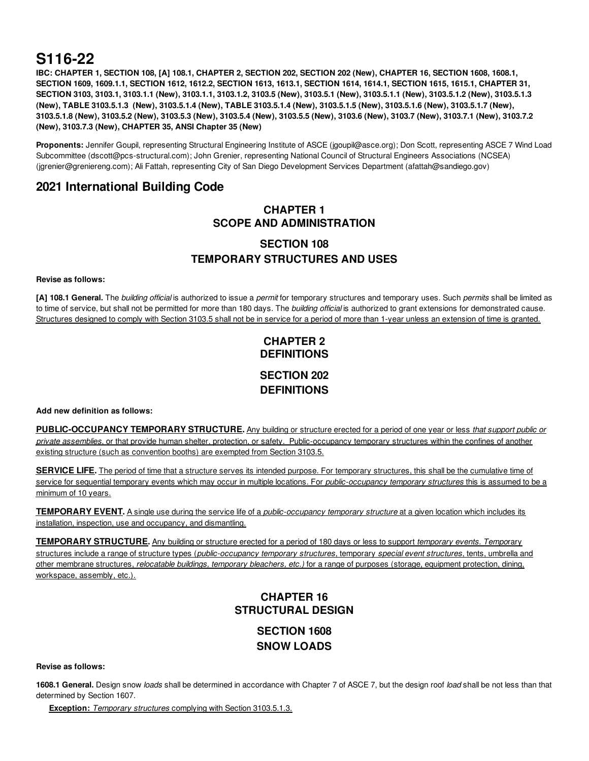# S116-22

**IBC: CHAPTER 1, SECTION 108, [A] 108.1, CHAPTER 2, SECTION 202, SECTION 202 (New), CHAPTER 16, SECTION 1608, 1608.1, SECTION 1609, 1609.1.1, SECTION 1612, 1612.2, SECTION 1613, 1613.1, SECTION 1614, 1614.1, SECTION 1615, 1615.1, CHAPTER 31, SECTION 3103, 3103.1, 3103.1.1 (New), 3103.1.1, 3103.1.2, 3103.5 (New), 3103.5.1 (New), 3103.5.1.1 (New), 3103.5.1.2 (New), 3103.5.1.3 (New), TABLE 3103.5.1.3 (New), 3103.5.1.4 (New), TABLE 3103.5.1.4 (New), 3103.5.1.5 (New), 3103.5.1.6 (New), 3103.5.1.7 (New), 3103.5.1.8 (New), 3103.5.2 (New), 3103.5.3 (New), 3103.5.4 (New), 3103.5.5 (New), 3103.6 (New), 3103.7 (New), 3103.7.1 (New), 3103.7.2 (New), 3103.7.3 (New), CHAPTER 35, ANSI Chapter 35 (New)**

**Proponents:** Jennifer Goupil, representing Structural Engineering Institute of ASCE (jgoupil@asce.org); Don Scott, representing ASCE 7 Wind Load Subcommittee (dscott@pcs-structural.com); John Grenier, representing National Council of Structural Engineers Associations (NCSEA) (jgrenier@greniereng.com); Ali Fattah, representing City of San Diego Development Services Department (afattah@sandiego.gov)

## 2021 International Building Code

### CHAPTER 1
### SCOPE AND ADMINISTRATION

### SECTION 108
### TEMPORARY STRUCTURES AND USES

**Revise as follows:**

**[A] 108.1 General.** The *building official* is authorized to issue a *permit* for temporary structures and temporary uses. Such *permits* shall be limited as to time of service, but shall not be permitted for more than 180 days. The *building official* is authorized to grant extensions for demonstrated cause. Structures designed to comply with Section 3103.5 shall not be in service for a period of more than 1-year unless an extension of time is granted.

### CHAPTER 2
### DEFINITIONS

### SECTION 202
### DEFINITIONS

**Add new definition as follows:**

**PUBLIC-OCCUPANCY TEMPORARY STRUCTURE.** Any building or structure erected for a period of one year or less *that support public or private assemblies*, or that provide human shelter, protection, or safety. Public-occupancy temporary structures within the confines of another existing structure (such as convention booths) are exempted from Section 3103.5.

**SERVICE LIFE.** The period of time that a structure serves its intended purpose. For temporary structures, this shall be the cumulative time of service for sequential temporary events which may occur in multiple locations. For *public-occupancy temporary structures* this is assumed to be a minimum of 10 years.

**TEMPORARY EVENT.** A single use during the service life of a *public-occupancy temporary structure* at a given location which includes its installation, inspection, use and occupancy, and dismantling.

**TEMPORARY STRUCTURE.** Any building or structure erected for a period of 180 days or less to support *temporary events. Tempo*rary structures include a range of structure types (*public-occupancy temporary structures*, temporary *special event structures*, tents, umbrella and other membrane structures, *relocatable buildings, temporary bleachers, etc.)* for a range of purposes (storage, equipment protection, dining, workspace, assembly, etc.).

### CHAPTER 16
### STRUCTURAL DESIGN

### SECTION 1608
### SNOW LOADS

**Revise as follows:**

**1608.1 General.** Design snow *loads* shall be determined in accordance with Chapter 7 of ASCE 7, but the design roof *load* shall be not less than that determined by Section 1607.

**Exception:** *Temporary structures* complying with Section 3103.5.1.3.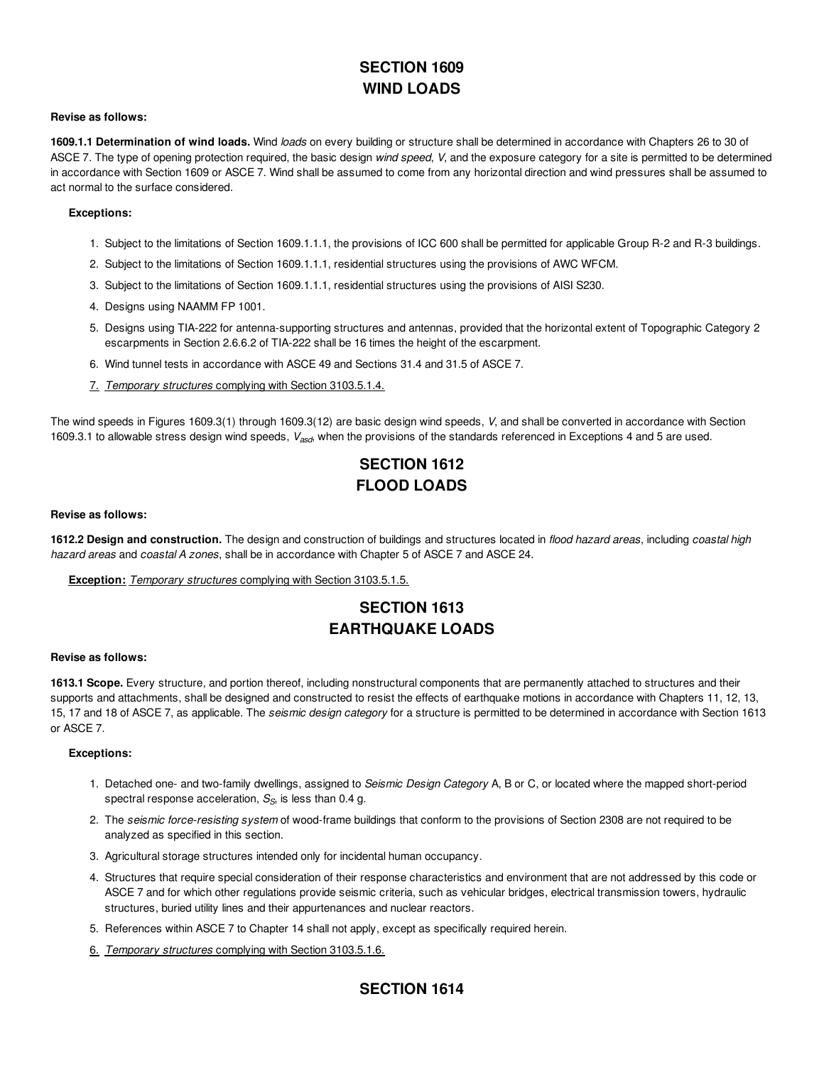## SECTION 1609
## WIND LOADS

**Revise as follows:**

**1609.1.1 Determination of wind loads.** Wind *loads* on every building or structure shall be determined in accordance with Chapters 26 to 30 of ASCE 7. The type of opening protection required, the basic design *wind speed*, *V*, and the exposure category for a site is permitted to be determined in accordance with Section 1609 or ASCE 7. Wind shall be assumed to come from any horizontal direction and wind pressures shall be assumed to act normal to the surface considered.

**Exceptions:**

1. Subject to the limitations of Section 1609.1.1.1, the provisions of ICC 600 shall be permitted for applicable Group R-2 and R-3 buildings.
2. Subject to the limitations of Section 1609.1.1.1, residential structures using the provisions of AWC WFCM.
3. Subject to the limitations of Section 1609.1.1.1, residential structures using the provisions of AISI S230.
4. Designs using NAAMM FP 1001.
5. Designs using TIA-222 for antenna-supporting structures and antennas, provided that the horizontal extent of Topographic Category 2 escarpments in Section 2.6.6.2 of TIA-222 shall be 16 times the height of the escarpment.
6. Wind tunnel tests in accordance with ASCE 49 and Sections 31.4 and 31.5 of ASCE 7.
7. *Temporary structures* complying with Section 3103.5.1.4.

The wind speeds in Figures 1609.3(1) through 1609.3(12) are basic design wind speeds, *V*, and shall be converted in accordance with Section 1609.3.1 to allowable stress design wind speeds, $V_{asd}$, when the provisions of the standards referenced in Exceptions 4 and 5 are used.

## SECTION 1612
## FLOOD LOADS

**Revise as follows:**

**1612.2 Design and construction.** The design and construction of buildings and structures located in *flood hazard areas*, including *coastal high hazard areas* and *coastal A zones*, shall be in accordance with Chapter 5 of ASCE 7 and ASCE 24.

**Exception:** *Temporary structures* complying with Section 3103.5.1.5.

## SECTION 1613
## EARTHQUAKE LOADS

**Revise as follows:**

**1613.1 Scope.** Every structure, and portion thereof, including nonstructural components that are permanently attached to structures and their supports and attachments, shall be designed and constructed to resist the effects of earthquake motions in accordance with Chapters 11, 12, 13, 15, 17 and 18 of ASCE 7, as applicable. The *seismic design category* for a structure is permitted to be determined in accordance with Section 1613 or ASCE 7.

**Exceptions:**

1. Detached one- and two-family dwellings, assigned to *Seismic Design Category* A, B or C, or located where the mapped short-period spectral response acceleration, $S_S$, is less than 0.4 g.
2. The *seismic force-resisting system* of wood-frame buildings that conform to the provisions of Section 2308 are not required to be analyzed as specified in this section.
3. Agricultural storage structures intended only for incidental human occupancy.
4. Structures that require special consideration of their response characteristics and environment that are not addressed by this code or ASCE 7 and for which other regulations provide seismic criteria, such as vehicular bridges, electrical transmission towers, hydraulic structures, buried utility lines and their appurtenances and nuclear reactors.
5. References within ASCE 7 to Chapter 14 shall not apply, except as specifically required herein.
6. *Temporary structures* complying with Section 3103.5.1.6.

## SECTION 1614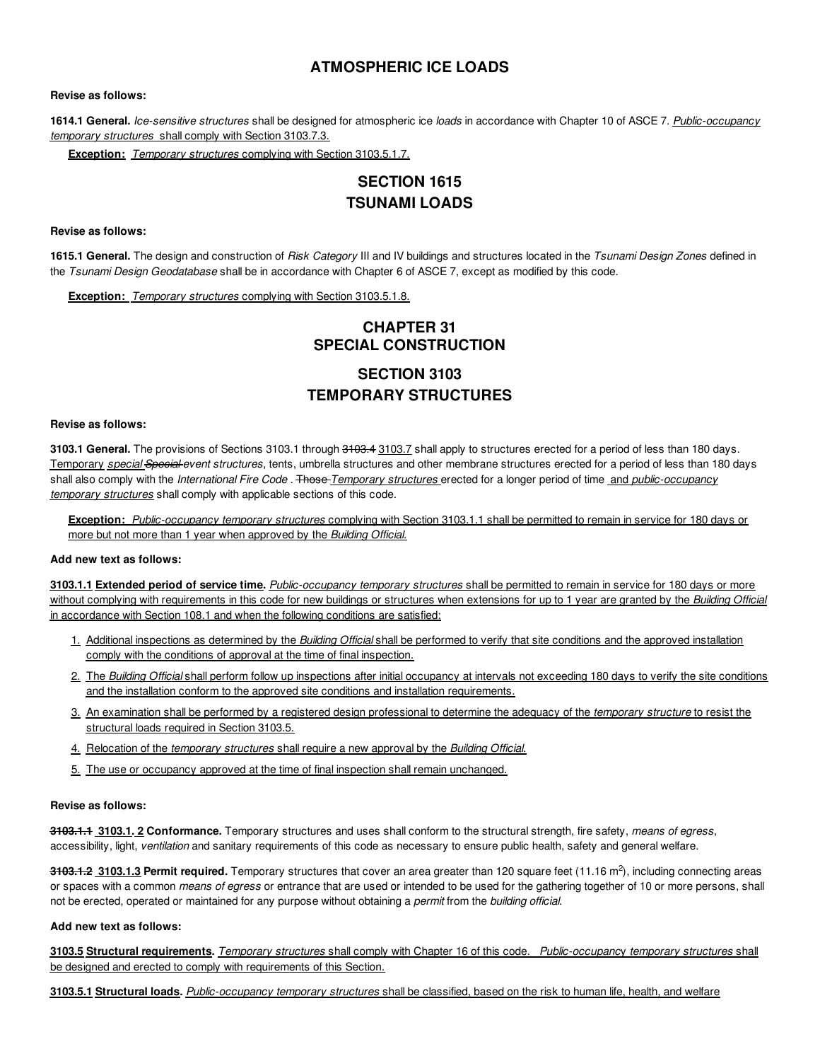## ATMOSPHERIC ICE LOADS

**Revise as follows:**

**1614.1 General.** *Ice-sensitive structures* shall be designed for atmospheric ice *loads* in accordance with Chapter 10 of ASCE 7. *Public-occupancy temporary structures* shall comply with Section 3103.7.3.

**Exception:** *Temporary structures* complying with Section 3103.5.1.7.

## SECTION 1615
## TSUNAMI LOADS

**Revise as follows:**

**1615.1 General.** The design and construction of *Risk Category* III and IV buildings and structures located in the *Tsunami Design Zones* defined in the *Tsunami Design Geodatabase* shall be in accordance with Chapter 6 of ASCE 7, except as modified by this code.

**Exception:** *Temporary structures* complying with Section 3103.5.1.8.

# CHAPTER 31
# SPECIAL CONSTRUCTION

## SECTION 3103
## TEMPORARY STRUCTURES

**Revise as follows:**

**3103.1 General.** The provisions of Sections 3103.1 through ~~3103.4~~ 3103.7 shall apply to structures erected for a period of less than 180 days. Temporary *special* ~~Special~~ *event structures*, tents, umbrella structures and other membrane structures erected for a period of less than 180 days shall also comply with the *International Fire Code* . ~~Those~~ *Temporary structures* erected for a longer period of time and *public-occupancy temporary structures* shall comply with applicable sections of this code.

**Exception:** *Public-occupancy temporary structures* complying with Section 3103.1.1 shall be permitted to remain in service for 180 days or more but not more than 1 year when approved by the *Building Official.*

**Add new text as follows:**

**3103.1.1 Extended period of service time.** *Public-occupancy temporary structures* shall be permitted to remain in service for 180 days or more without complying with requirements in this code for new buildings or structures when extensions for up to 1 year are granted by the *Building Official* in accordance with Section 108.1 and when the following conditions are satisfied:

1. Additional inspections as determined by the *Building Official* shall be performed to verify that site conditions and the approved installation comply with the conditions of approval at the time of final inspection.
2. The *Building Official* shall perform follow up inspections after initial occupancy at intervals not exceeding 180 days to verify the site conditions and the installation conform to the approved site conditions and installation requirements.
3. An examination shall be performed by a registered design professional to determine the adequacy of the *temporary structure* to resist the structural loads required in Section 3103.5.
4. Relocation of the *temporary structures* shall require a new approval by the *Building Official.*
5. The use or occupancy approved at the time of final inspection shall remain unchanged.

**Revise as follows:**

**~~3103.1.1~~ 3103.1. 2 Conformance.** Temporary structures and uses shall conform to the structural strength, fire safety, *means of egress*, accessibility, light, *ventilation* and sanitary requirements of this code as necessary to ensure public health, safety and general welfare.

**~~3103.1.2~~ 3103.1.3 Permit required.** Temporary structures that cover an area greater than 120 square feet (11.16 $m^2$), including connecting areas or spaces with a common *means of egress* or entrance that are used or intended to be used for the gathering together of 10 or more persons, shall not be erected, operated or maintained for any purpose without obtaining a *permit* from the *building official.*

**Add new text as follows:**

**3103.5 Structural requirements.** *Temporary structures* shall comply with Chapter 16 of this code. *Public-occupancy temporary structures* shall be designed and erected to comply with requirements of this Section.

**3103.5.1 Structural loads.** *Public-occupancy temporary structures* shall be classified, based on the risk to human life, health, and welfare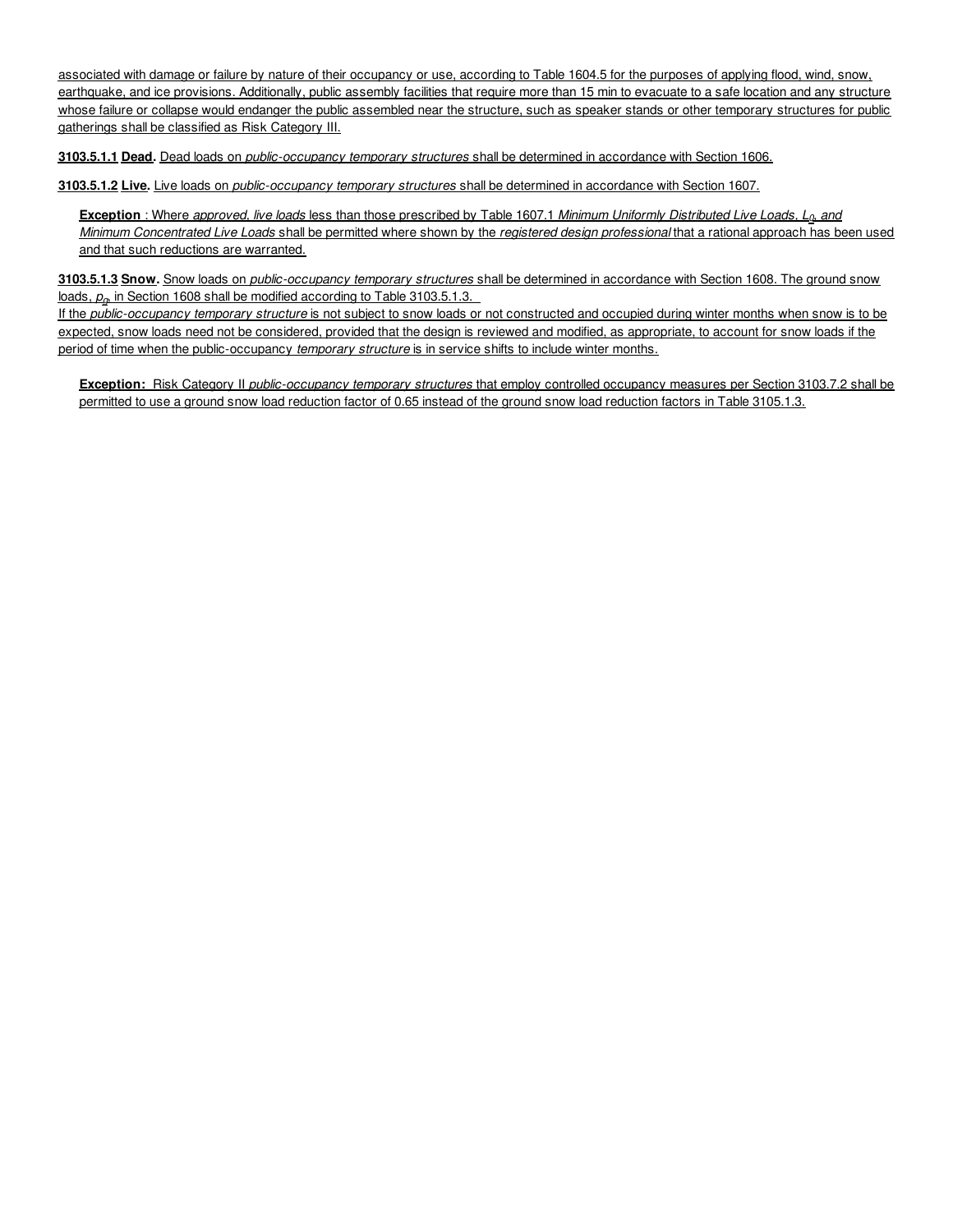associated with damage or failure by nature of their occupancy or use, according to Table 1604.5 for the purposes of applying flood, wind, snow, earthquake, and ice provisions. Additionally, public assembly facilities that require more than 15 min to evacuate to a safe location and any structure whose failure or collapse would endanger the public assembled near the structure, such as speaker stands or other temporary structures for public gatherings shall be classified as Risk Category III.

**3103.5.1.1 Dead.** Dead loads on *public-occupancy temporary structures* shall be determined in accordance with Section 1606.

**3103.5.1.2 Live.** Live loads on *public-occupancy temporary structures* shall be determined in accordance with Section 1607.

> **Exception** : Where *approved, live loads* less than those prescribed by Table 1607.1 *Minimum Uniformly Distributed Live Loads, $L_0$, and Minimum Concentrated Live Loads* shall be permitted where shown by the *registered design professional* that a rational approach has been used and that such reductions are warranted.

**3103.5.1.3 Snow.** Snow loads on *public-occupancy temporary structures* shall be determined in accordance with Section 1608. The ground snow loads, $p_g$, in Section 1608 shall be modified according to Table 3103.5.1.3.
If the *public-occupancy temporary structure* is not subject to snow loads or not constructed and occupied during winter months when snow is to be expected, snow loads need not be considered, provided that the design is reviewed and modified, as appropriate, to account for snow loads if the period of time when the public-occupancy *temporary structure* is in service shifts to include winter months.

> **Exception:** Risk Category II *public-occupancy temporary structures* that employ controlled occupancy measures per Section 3103.7.2 shall be permitted to use a ground snow load reduction factor of 0.65 instead of the ground snow load reduction factors in Table 3105.1.3.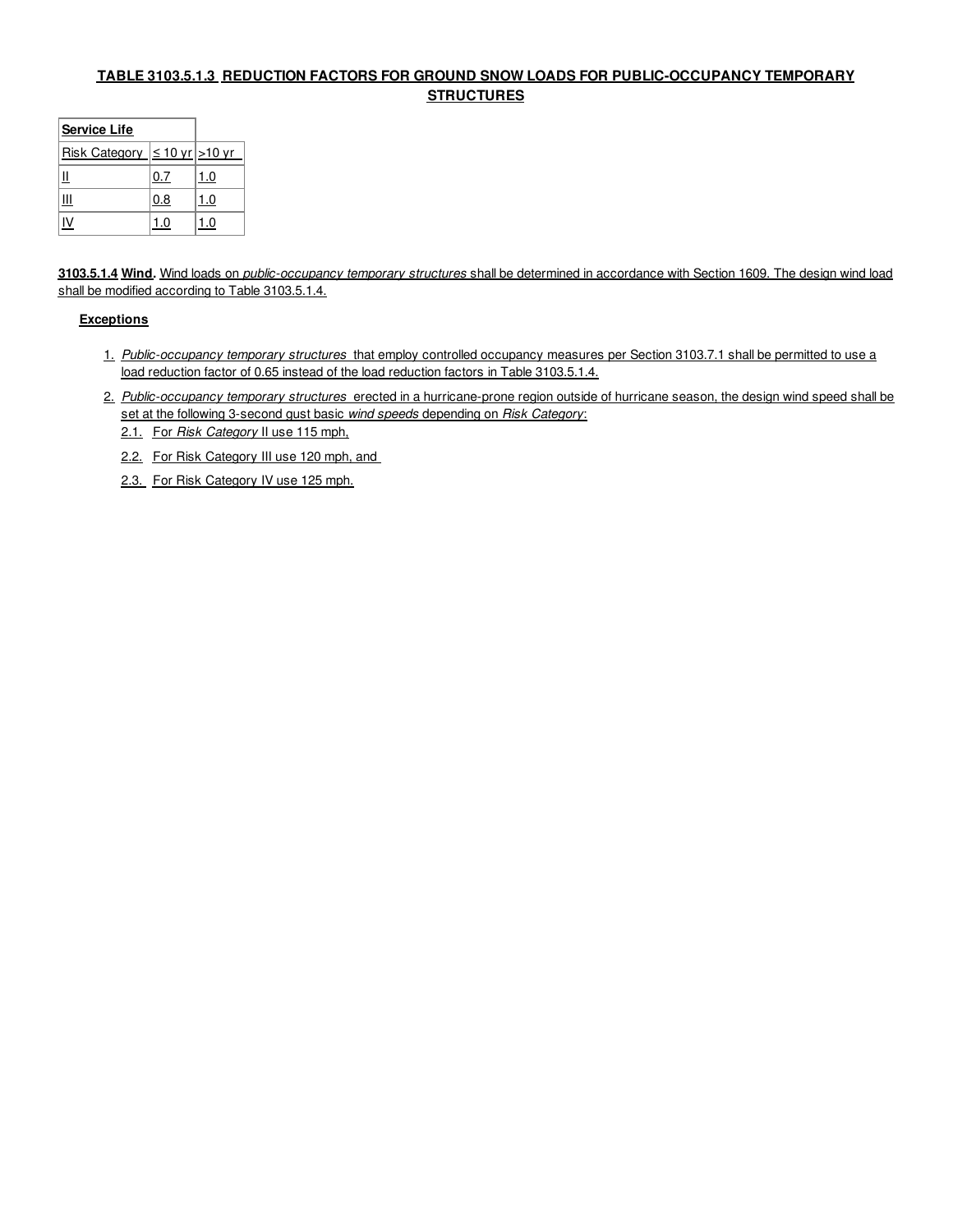**TABLE 3103.5.1.3 REDUCTION FACTORS FOR GROUND SNOW LOADS FOR PUBLIC-OCCUPANCY TEMPORARY STRUCTURES**

| **Service Life** | | |
|---|---|---|
| Risk Category | ≤ 10 yr | >10 yr |
| II | 0.7 | 1.0 |
| III | 0.8 | 1.0 |
| IV | 1.0 | 1.0 |

**3103.5.1.4 Wind.** Wind loads on *public-occupancy temporary structures* shall be determined in accordance with Section 1609. The design wind load shall be modified according to Table 3103.5.1.4.

**Exceptions**

1. *Public-occupancy temporary structures* that employ controlled occupancy measures per Section 3103.7.1 shall be permitted to use a load reduction factor of 0.65 instead of the load reduction factors in Table 3103.5.1.4.
2. *Public-occupancy temporary structures* erected in a hurricane-prone region outside of hurricane season, the design wind speed shall be set at the following 3-second gust basic *wind speeds* depending on *Risk Category*:
   2.1. For *Risk Category* II use 115 mph,
   2.2. For Risk Category III use 120 mph, and
   2.3. For Risk Category IV use 125 mph.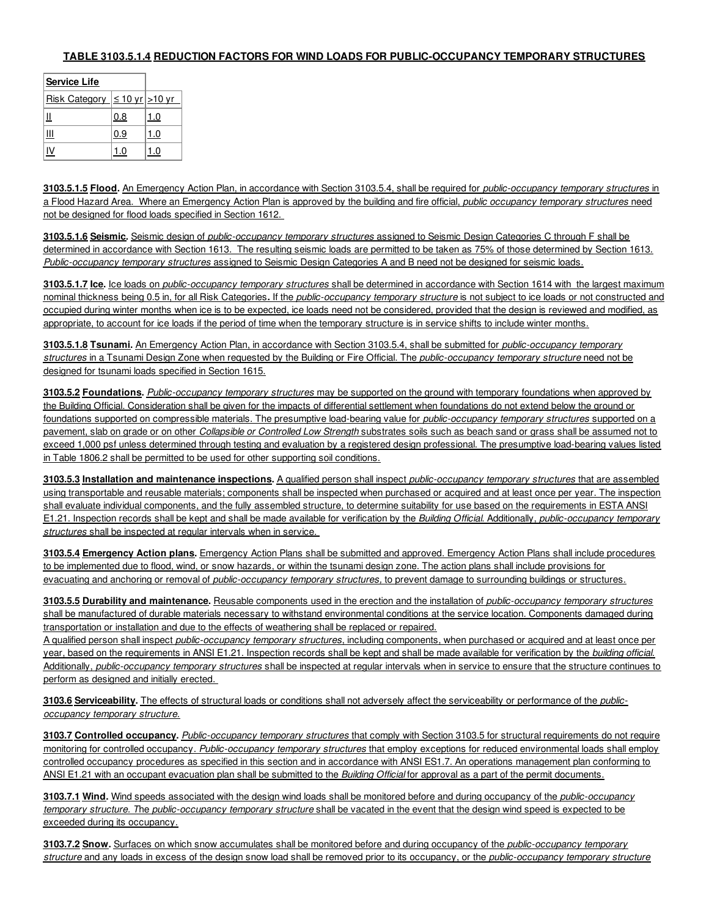**TABLE 3103.5.1.4 REDUCTION FACTORS FOR WIND LOADS FOR PUBLIC-OCCUPANCY TEMPORARY STRUCTURES**

| Service Life | | |
|---|---|---|
| Risk Category | ≤ 10 yr | >10 yr |
| II | 0.8 | 1.0 |
| III | 0.9 | 1.0 |
| IV | 1.0 | 1.0 |

**3103.5.1.5 Flood.** An Emergency Action Plan, in accordance with Section 3103.5.4, shall be required for *public-occupancy temporary structures* in a Flood Hazard Area. Where an Emergency Action Plan is approved by the building and fire official, *public occupancy temporary structures* need not be designed for flood loads specified in Section 1612.

**3103.5.1.6 Seismic.** Seismic design of *public-occupancy temporary structures* assigned to Seismic Design Categories C through F shall be determined in accordance with Section 1613. The resulting seismic loads are permitted to be taken as 75% of those determined by Section 1613. *Public-occupancy temporary structures* assigned to Seismic Design Categories A and B need not be designed for seismic loads.

**3103.5.1.7 Ice.** Ice loads on *public-occupancy temporary structures* shall be determined in accordance with Section 1614 with the largest maximum nominal thickness being 0.5 in, for all Risk Categories**.** If the *public-occupancy temporary structure* is not subject to ice loads or not constructed and occupied during winter months when ice is to be expected, ice loads need not be considered, provided that the design is reviewed and modified, as appropriate, to account for ice loads if the period of time when the temporary structure is in service shifts to include winter months.

**3103.5.1.8 Tsunami.** An Emergency Action Plan, in accordance with Section 3103.5.4, shall be submitted for *public-occupancy temporary structures* in a Tsunami Design Zone when requested by the Building or Fire Official. The *public-occupancy temporary structure* need not be designed for tsunami loads specified in Section 1615.

**3103.5.2 Foundations.** *Public-occupancy temporary structures* may be supported on the ground with temporary foundations when approved by the Building Official. Consideration shall be given for the impacts of differential settlement when foundations do not extend below the ground or foundations supported on compressible materials. The presumptive load-bearing value for *public-occupancy temporary structures* supported on a pavement, slab on grade or on other *Collapsible or Controlled Low Strength* substrates soils such as beach sand or grass shall be assumed not to exceed 1,000 psf unless determined through testing and evaluation by a registered design professional. The presumptive load-bearing values listed in Table 1806.2 shall be permitted to be used for other supporting soil conditions.

**3103.5.3 Installation and maintenance inspections.** A qualified person shall inspect *public-occupancy temporary structures* that are assembled using transportable and reusable materials; components shall be inspected when purchased or acquired and at least once per year. The inspection shall evaluate individual components, and the fully assembled structure, to determine suitability for use based on the requirements in ESTA ANSI E1.21. Inspection records shall be kept and shall be made available for verification by the *Building Official.* Additionally, *public-occupancy temporary structures* shall be inspected at regular intervals when in service.

**3103.5.4 Emergency Action plans.** Emergency Action Plans shall be submitted and approved. Emergency Action Plans shall include procedures to be implemented due to flood, wind, or snow hazards, or within the tsunami design zone. The action plans shall include provisions for evacuating and anchoring or removal of *public-occupancy temporary structures,* to prevent damage to surrounding buildings or structures.

**3103.5.5 Durability and maintenance.** Reusable components used in the erection and the installation of *public-occupancy temporary structures* shall be manufactured of durable materials necessary to withstand environmental conditions at the service location. Components damaged during transportation or installation and due to the effects of weathering shall be replaced or repaired.

A qualified person shall inspect *public-occupancy temporary structures*, including components, when purchased or acquired and at least once per year, based on the requirements in ANSI E1.21. Inspection records shall be kept and shall be made available for verification by the *building official.* Additionally, *public-occupancy temporary structures* shall be inspected at regular intervals when in service to ensure that the structure continues to perform as designed and initially erected.

**3103.6 Serviceability.** The effects of structural loads or conditions shall not adversely affect the serviceability or performance of the *public-occupancy temporary structure.*

**3103.7 Controlled occupancy.** *Public-occupancy temporary structures* that comply with Section 3103.5 for structural requirements do not require monitoring for controlled occupancy. *Public-occupancy temporary structures* that employ exceptions for reduced environmental loads shall employ controlled occupancy procedures as specified in this section and in accordance with ANSI ES1.7. An operations management plan conforming to ANSI E1.21 with an occupant evacuation plan shall be submitted to the *Building Official* for approval as a part of the permit documents.

**3103.7.1 Wind.** Wind speeds associated with the design wind loads shall be monitored before and during occupancy of the *public-occupancy temporary structure. The public-occupancy temporary structure* shall be vacated in the event that the design wind speed is expected to be exceeded during its occupancy.

**3103.7.2 Snow.** Surfaces on which snow accumulates shall be monitored before and during occupancy of the *public-occupancy temporary structure* and any loads in excess of the design snow load shall be removed prior to its occupancy, or the *public-occupancy temporary structure*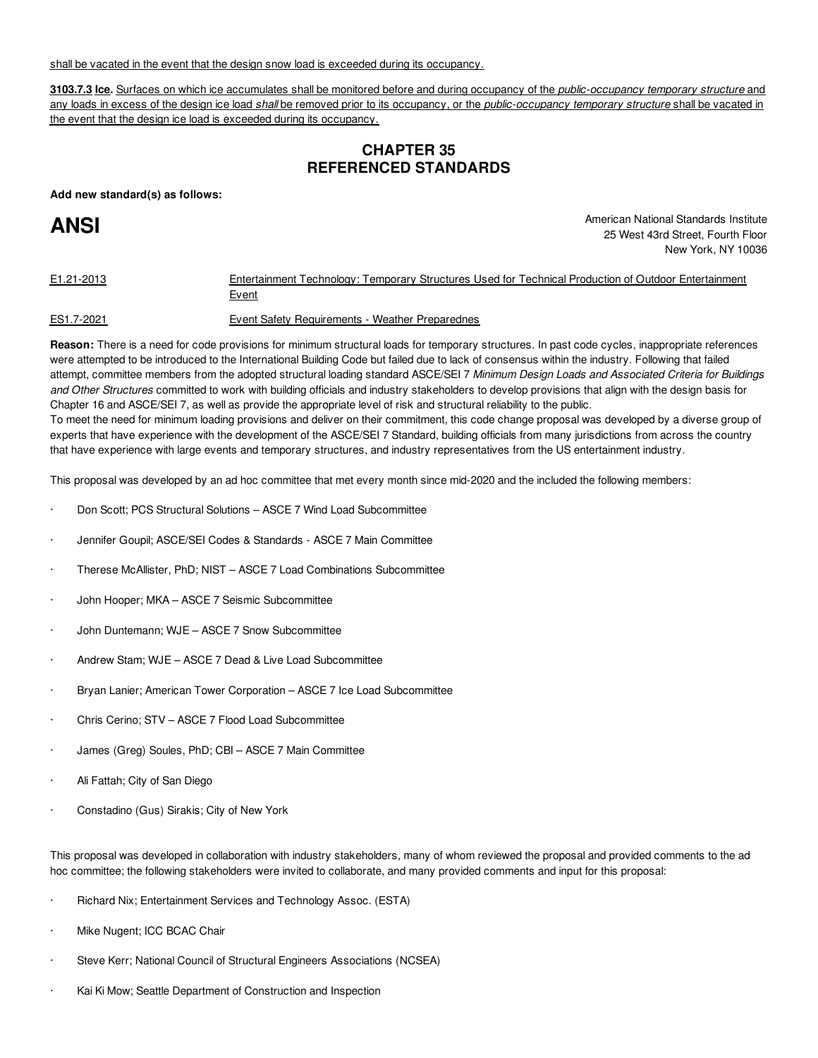shall be vacated in the event that the design snow load is exceeded during its occupancy.

**3103.7.3 Ice.** Surfaces on which ice accumulates shall be monitored before and during occupancy of the *public-occupancy temporary structure* and any loads in excess of the design ice load *shall* be removed prior to its occupancy, or the *public-occupancy temporary structure* shall be vacated in the event that the design ice load is exceeded during its occupancy.

## CHAPTER 35
## REFERENCED STANDARDS

**Add new standard(s) as follows:**

**ANSI**

American National Standards Institute
25 West 43rd Street, Fourth Floor
New York, NY 10036

| | |
|---|---|
| E1.21-2013 | Entertainment Technology: Temporary Structures Used for Technical Production of Outdoor Entertainment Event |
| ES1.7-2021 | Event Safety Requirements - Weather Preparednes |

**Reason:** There is a need for code provisions for minimum structural loads for temporary structures. In past code cycles, inappropriate references were attempted to be introduced to the International Building Code but failed due to lack of consensus within the industry. Following that failed attempt, committee members from the adopted structural loading standard ASCE/SEI 7 *Minimum Design Loads and Associated Criteria for Buildings and Other Structures* committed to work with building officials and industry stakeholders to develop provisions that align with the design basis for Chapter 16 and ASCE/SEI 7, as well as provide the appropriate level of risk and structural reliability to the public.
To meet the need for minimum loading provisions and deliver on their commitment, this code change proposal was developed by a diverse group of experts that have experience with the development of the ASCE/SEI 7 Standard, building officials from many jurisdictions from across the country that have experience with large events and temporary structures, and industry representatives from the US entertainment industry.

This proposal was developed by an ad hoc committee that met every month since mid-2020 and the included the following members:

- Don Scott; PCS Structural Solutions – ASCE 7 Wind Load Subcommittee
- Jennifer Goupil; ASCE/SEI Codes & Standards - ASCE 7 Main Committee
- Therese McAllister, PhD; NIST – ASCE 7 Load Combinations Subcommittee
- John Hooper; MKA – ASCE 7 Seismic Subcommittee
- John Duntemann; WJE – ASCE 7 Snow Subcommittee
- Andrew Stam; WJE – ASCE 7 Dead & Live Load Subcommittee
- Bryan Lanier; American Tower Corporation – ASCE 7 Ice Load Subcommittee
- Chris Cerino; STV – ASCE 7 Flood Load Subcommittee
- James (Greg) Soules, PhD; CBI – ASCE 7 Main Committee
- Ali Fattah; City of San Diego
- Constadino (Gus) Sirakis; City of New York

This proposal was developed in collaboration with industry stakeholders, many of whom reviewed the proposal and provided comments to the ad hoc committee; the following stakeholders were invited to collaborate, and many provided comments and input for this proposal:

- Richard Nix; Entertainment Services and Technology Assoc. (ESTA)
- Mike Nugent; ICC BCAC Chair
- Steve Kerr; National Council of Structural Engineers Associations (NCSEA)
- Kai Ki Mow; Seattle Department of Construction and Inspection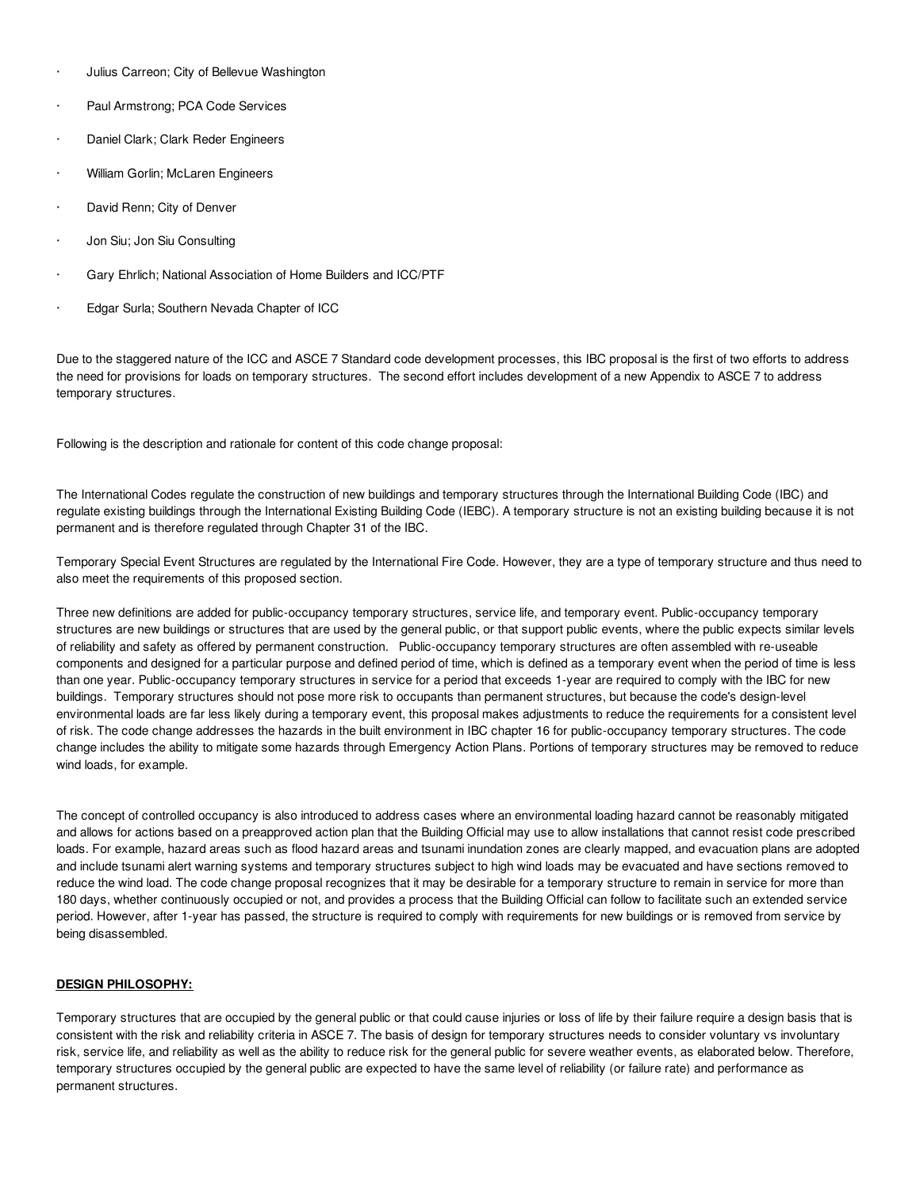- Julius Carreon; City of Bellevue Washington
- Paul Armstrong; PCA Code Services
- Daniel Clark; Clark Reder Engineers
- William Gorlin; McLaren Engineers
- David Renn; City of Denver
- Jon Siu; Jon Siu Consulting
- Gary Ehrlich; National Association of Home Builders and ICC/PTF
- Edgar Surla; Southern Nevada Chapter of ICC

Due to the staggered nature of the ICC and ASCE 7 Standard code development processes, this IBC proposal is the first of two efforts to address the need for provisions for loads on temporary structures. The second effort includes development of a new Appendix to ASCE 7 to address temporary structures.

Following is the description and rationale for content of this code change proposal:

The International Codes regulate the construction of new buildings and temporary structures through the International Building Code (IBC) and regulate existing buildings through the International Existing Building Code (IEBC). A temporary structure is not an existing building because it is not permanent and is therefore regulated through Chapter 31 of the IBC.

Temporary Special Event Structures are regulated by the International Fire Code. However, they are a type of temporary structure and thus need to also meet the requirements of this proposed section.

Three new definitions are added for public-occupancy temporary structures, service life, and temporary event. Public-occupancy temporary structures are new buildings or structures that are used by the general public, or that support public events, where the public expects similar levels of reliability and safety as offered by permanent construction. Public-occupancy temporary structures are often assembled with re-useable components and designed for a particular purpose and defined period of time, which is defined as a temporary event when the period of time is less than one year. Public-occupancy temporary structures in service for a period that exceeds 1-year are required to comply with the IBC for new buildings. Temporary structures should not pose more risk to occupants than permanent structures, but because the code's design-level environmental loads are far less likely during a temporary event, this proposal makes adjustments to reduce the requirements for a consistent level of risk. The code change addresses the hazards in the built environment in IBC chapter 16 for public-occupancy temporary structures. The code change includes the ability to mitigate some hazards through Emergency Action Plans. Portions of temporary structures may be removed to reduce wind loads, for example.

The concept of controlled occupancy is also introduced to address cases where an environmental loading hazard cannot be reasonably mitigated and allows for actions based on a preapproved action plan that the Building Official may use to allow installations that cannot resist code prescribed loads. For example, hazard areas such as flood hazard areas and tsunami inundation zones are clearly mapped, and evacuation plans are adopted and include tsunami alert warning systems and temporary structures subject to high wind loads may be evacuated and have sections removed to reduce the wind load. The code change proposal recognizes that it may be desirable for a temporary structure to remain in service for more than 180 days, whether continuously occupied or not, and provides a process that the Building Official can follow to facilitate such an extended service period. However, after 1-year has passed, the structure is required to comply with requirements for new buildings or is removed from service by being disassembled.

**DESIGN PHILOSOPHY:**

Temporary structures that are occupied by the general public or that could cause injuries or loss of life by their failure require a design basis that is consistent with the risk and reliability criteria in ASCE 7. The basis of design for temporary structures needs to consider voluntary vs involuntary risk, service life, and reliability as well as the ability to reduce risk for the general public for severe weather events, as elaborated below. Therefore, temporary structures occupied by the general public are expected to have the same level of reliability (or failure rate) and performance as permanent structures.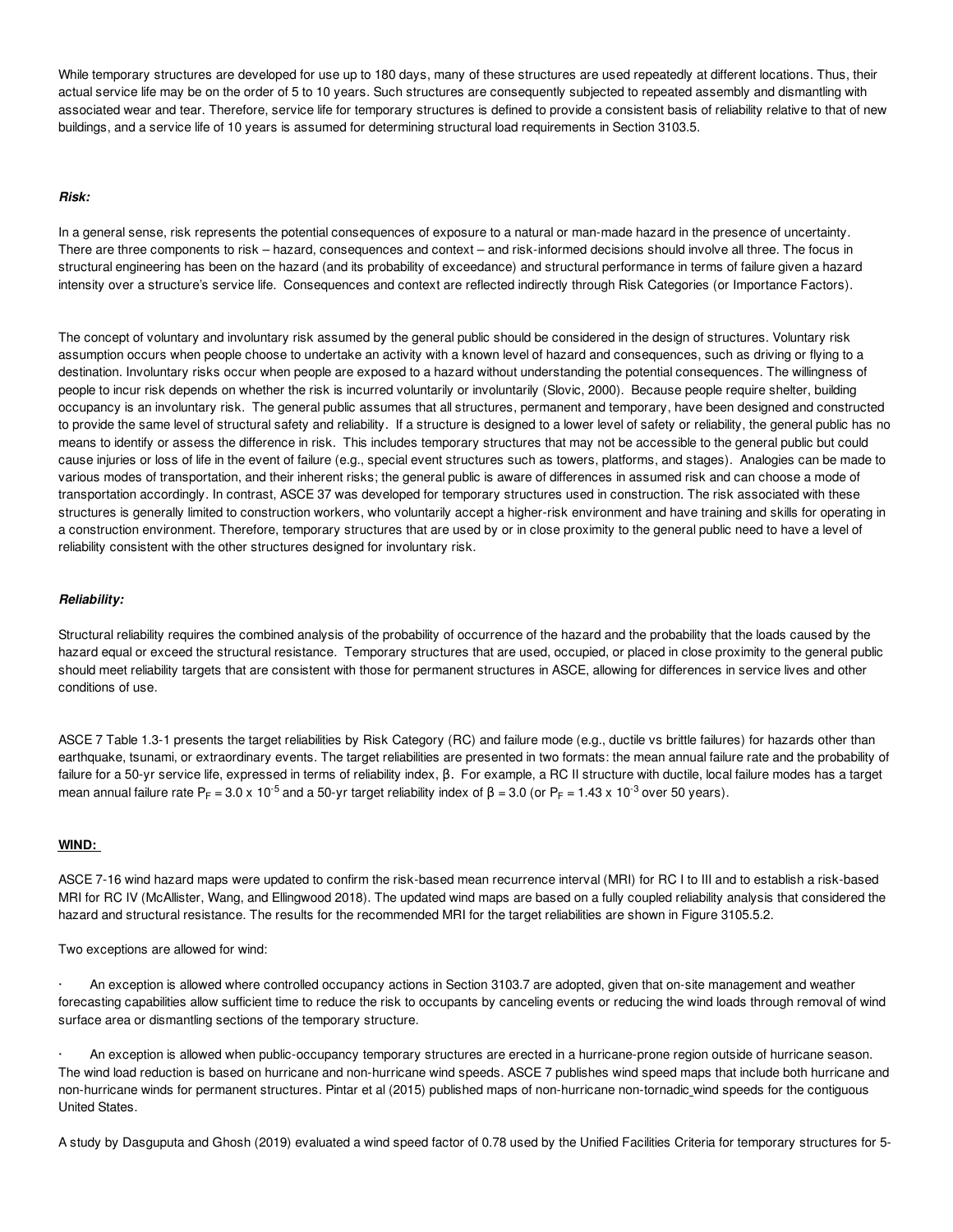While temporary structures are developed for use up to 180 days, many of these structures are used repeatedly at different locations. Thus, their actual service life may be on the order of 5 to 10 years. Such structures are consequently subjected to repeated assembly and dismantling with associated wear and tear. Therefore, service life for temporary structures is defined to provide a consistent basis of reliability relative to that of new buildings, and a service life of 10 years is assumed for determining structural load requirements in Section 3103.5.

***Risk:***

In a general sense, risk represents the potential consequences of exposure to a natural or man-made hazard in the presence of uncertainty. There are three components to risk – hazard, consequences and context – and risk-informed decisions should involve all three. The focus in structural engineering has been on the hazard (and its probability of exceedance) and structural performance in terms of failure given a hazard intensity over a structure's service life. Consequences and context are reflected indirectly through Risk Categories (or Importance Factors).

The concept of voluntary and involuntary risk assumed by the general public should be considered in the design of structures. Voluntary risk assumption occurs when people choose to undertake an activity with a known level of hazard and consequences, such as driving or flying to a destination. Involuntary risks occur when people are exposed to a hazard without understanding the potential consequences. The willingness of people to incur risk depends on whether the risk is incurred voluntarily or involuntarily (Slovic, 2000). Because people require shelter, building occupancy is an involuntary risk. The general public assumes that all structures, permanent and temporary, have been designed and constructed to provide the same level of structural safety and reliability. If a structure is designed to a lower level of safety or reliability, the general public has no means to identify or assess the difference in risk. This includes temporary structures that may not be accessible to the general public but could cause injuries or loss of life in the event of failure (e.g., special event structures such as towers, platforms, and stages). Analogies can be made to various modes of transportation, and their inherent risks; the general public is aware of differences in assumed risk and can choose a mode of transportation accordingly. In contrast, ASCE 37 was developed for temporary structures used in construction. The risk associated with these structures is generally limited to construction workers, who voluntarily accept a higher-risk environment and have training and skills for operating in a construction environment. Therefore, temporary structures that are used by or in close proximity to the general public need to have a level of reliability consistent with the other structures designed for involuntary risk.

***Reliability:***

Structural reliability requires the combined analysis of the probability of occurrence of the hazard and the probability that the loads caused by the hazard equal or exceed the structural resistance. Temporary structures that are used, occupied, or placed in close proximity to the general public should meet reliability targets that are consistent with those for permanent structures in ASCE, allowing for differences in service lives and other conditions of use.

ASCE 7 Table 1.3-1 presents the target reliabilities by Risk Category (RC) and failure mode (e.g., ductile vs brittle failures) for hazards other than earthquake, tsunami, or extraordinary events. The target reliabilities are presented in two formats: the mean annual failure rate and the probability of failure for a 50-yr service life, expressed in terms of reliability index, β. For example, a RC II structure with ductile, local failure modes has a target mean annual failure rate $P_F = 3.0 \times 10^{-5}$ and a 50-yr target reliability index of $\beta = 3.0$ (or $P_F = 1.43 \times 10^{-3}$ over 50 years).

**WIND:**

ASCE 7-16 wind hazard maps were updated to confirm the risk-based mean recurrence interval (MRI) for RC I to III and to establish a risk-based MRI for RC IV (McAllister, Wang, and Ellingwood 2018). The updated wind maps are based on a fully coupled reliability analysis that considered the hazard and structural resistance. The results for the recommended MRI for the target reliabilities are shown in Figure 3105.5.2.

Two exceptions are allowed for wind:

- An exception is allowed where controlled occupancy actions in Section 3103.7 are adopted, given that on-site management and weather forecasting capabilities allow sufficient time to reduce the risk to occupants by canceling events or reducing the wind loads through removal of wind surface area or dismantling sections of the temporary structure.

- An exception is allowed when public-occupancy temporary structures are erected in a hurricane-prone region outside of hurricane season. The wind load reduction is based on hurricane and non-hurricane wind speeds. ASCE 7 publishes wind speed maps that include both hurricane and non-hurricane winds for permanent structures. Pintar et al (2015) published maps of non-hurricane non-tornadic wind speeds for the contiguous United States.

A study by Dasguputa and Ghosh (2019) evaluated a wind speed factor of 0.78 used by the Unified Facilities Criteria for temporary structures for 5-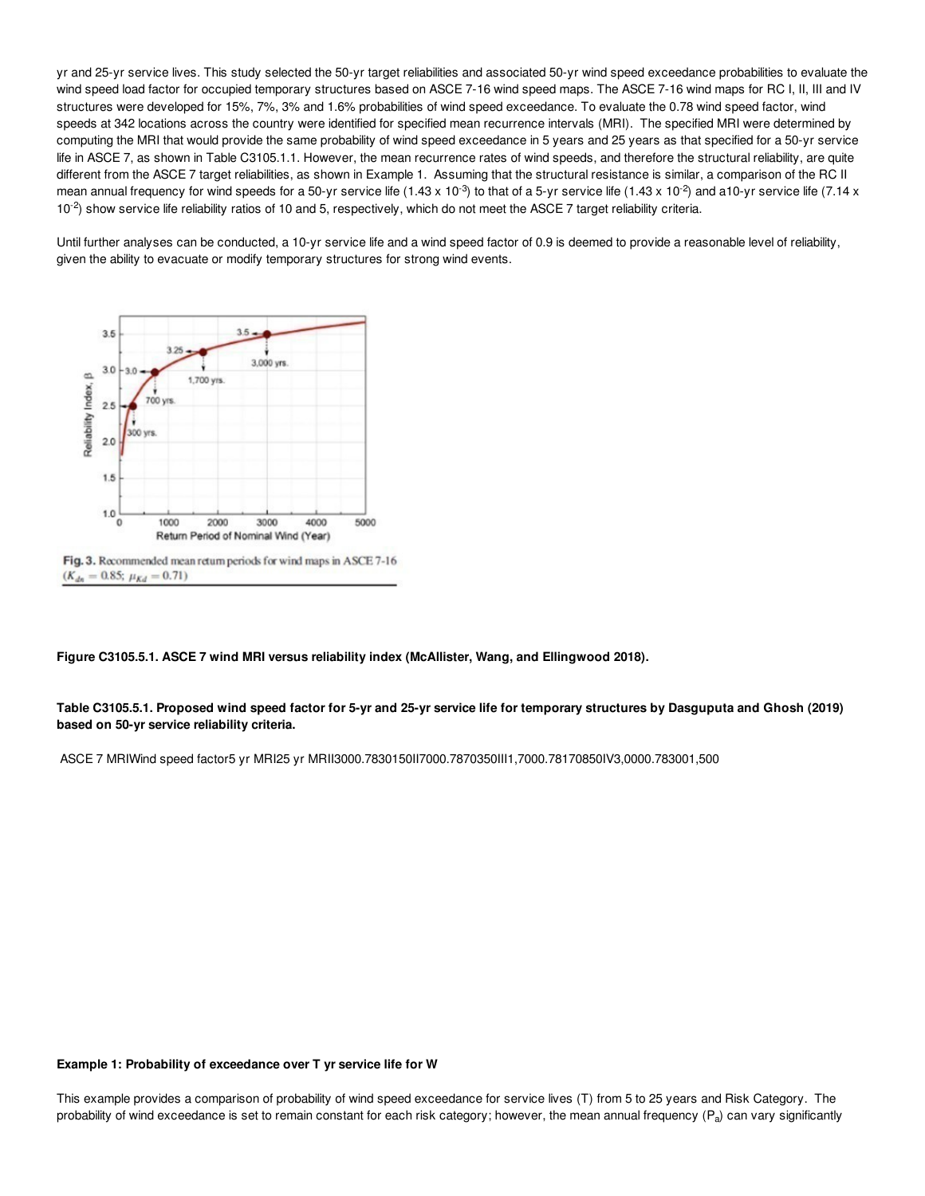yr and 25-yr service lives. This study selected the 50-yr target reliabilities and associated 50-yr wind speed exceedance probabilities to evaluate the wind speed load factor for occupied temporary structures based on ASCE 7-16 wind speed maps. The ASCE 7-16 wind maps for RC I, II, III and IV structures were developed for 15%, 7%, 3% and 1.6% probabilities of wind speed exceedance. To evaluate the 0.78 wind speed factor, wind speeds at 342 locations across the country were identified for specified mean recurrence intervals (MRI). The specified MRI were determined by computing the MRI that would provide the same probability of wind speed exceedance in 5 years and 25 years as that specified for a 50-yr service life in ASCE 7, as shown in Table C3105.1.1. However, the mean recurrence rates of wind speeds, and therefore the structural reliability, are quite different from the ASCE 7 target reliabilities, as shown in Example 1. Assuming that the structural resistance is similar, a comparison of the RC II mean annual frequency for wind speeds for a 50-yr service life ($1.43 \times 10^{-3}$) to that of a 5-yr service life ($1.43 \times 10^{-2}$) and a10-yr service life ($7.14 \times 10^{-2}$) show service life reliability ratios of 10 and 5, respectively, which do not meet the ASCE 7 target reliability criteria.

Until further analyses can be conducted, a 10-yr service life and a wind speed factor of 0.9 is deemed to provide a reasonable level of reliability, given the ability to evacuate or modify temporary structures for strong wind events.

Fig. 3. Recommended mean return periods for wind maps in ASCE 7-16 ($K_{dn} = 0.85$; $\mu_{Kd} = 0.71$)

**Figure C3105.5.1. ASCE 7 wind MRI versus reliability index (McAllister, Wang, and Ellingwood 2018).**

**Table C3105.5.1. Proposed wind speed factor for 5-yr and 25-yr service life for temporary structures by Dasguputa and Ghosh (2019) based on 50-yr service reliability criteria.**

| | ASCE 7 MRI | Wind speed factor | 5 yr MRI | 25 yr MRI |
|---|---|---|---|---|
| I | 300 | 0.78 | 30 | 150 |
| II | 700 | 0.78 | 70 | 350 |
| III | 1,700 | 0.78 | 170 | 850 |
| IV | 3,000 | 0.78 | 300 | 1,500 |

**Example 1: Probability of exceedance over T yr service life for W**

This example provides a comparison of probability of wind speed exceedance for service lives (T) from 5 to 25 years and Risk Category. The probability of wind exceedance is set to remain constant for each risk category; however, the mean annual frequency ($P_a$) can vary significantly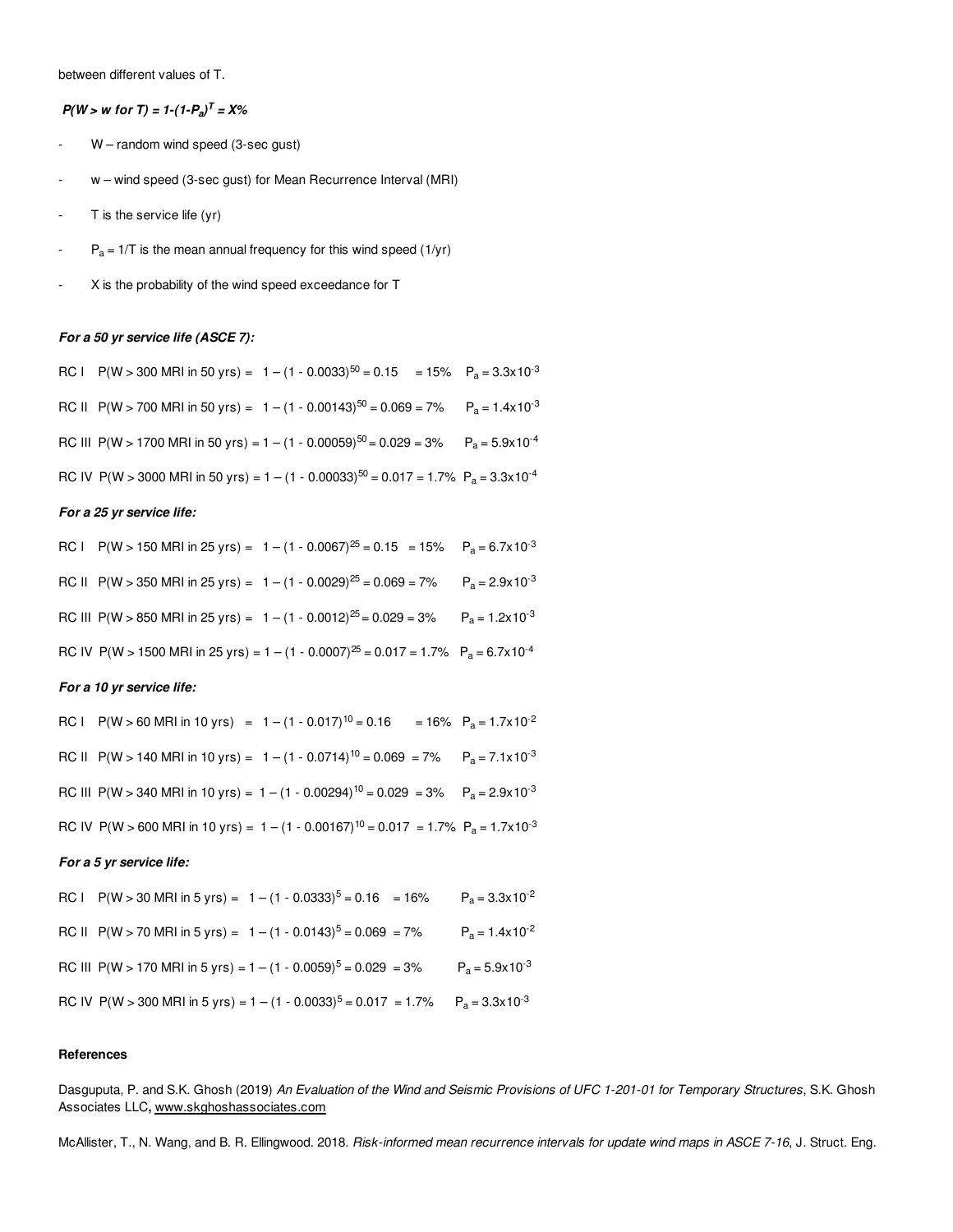between different values of T.

***$P(W > w \text{ for } T) = 1\text{-}(1\text{-}P_a)^T = X\%$***

- W – random wind speed (3-sec gust)
- w – wind speed (3-sec gust) for Mean Recurrence Interval (MRI)
- T is the service life (yr)
- $P_a = 1/T$ is the mean annual frequency for this wind speed (1/yr)
- X is the probability of the wind speed exceedance for T

***For a 50 yr service life (ASCE 7):***

RC I P(W > 300 MRI in 50 yrs) = $1 - (1 - 0.0033)^{50} = 0.15$ = 15% $P_a = 3.3\text{x}10^{-3}$

RC II P(W > 700 MRI in 50 yrs) = $1 - (1 - 0.00143)^{50} = 0.069$ = 7% $P_a = 1.4\text{x}10^{-3}$

RC III P(W > 1700 MRI in 50 yrs) = $1 - (1 - 0.00059)^{50} = 0.029$ = 3% $P_a = 5.9\text{x}10^{-4}$

RC IV P(W > 3000 MRI in 50 yrs) = $1 - (1 - 0.00033)^{50} = 0.017$ = 1.7% $P_a = 3.3\text{x}10^{-4}$

***For a 25 yr service life:***

RC I P(W > 150 MRI in 25 yrs) = $1 - (1 - 0.0067)^{25} = 0.15$ = 15% $P_a = 6.7\text{x}10^{-3}$

RC II P(W > 350 MRI in 25 yrs) = $1 - (1 - 0.0029)^{25} = 0.069$ = 7% $P_a = 2.9\text{x}10^{-3}$

RC III P(W > 850 MRI in 25 yrs) = $1 - (1 - 0.0012)^{25} = 0.029$ = 3% $P_a = 1.2\text{x}10^{-3}$

RC IV P(W > 1500 MRI in 25 yrs) = $1 - (1 - 0.0007)^{25} = 0.017$ = 1.7% $P_a = 6.7\text{x}10^{-4}$

***For a 10 yr service life:***

RC I P(W > 60 MRI in 10 yrs) = $1 - (1 - 0.017)^{10} = 0.16$ = 16% $P_a = 1.7\text{x}10^{-2}$

RC II P(W > 140 MRI in 10 yrs) = $1 - (1 - 0.0714)^{10} = 0.069$ = 7% $P_a = 7.1\text{x}10^{-3}$

RC III P(W > 340 MRI in 10 yrs) = $1 - (1 - 0.00294)^{10} = 0.029$ = 3% $P_a = 2.9\text{x}10^{-3}$

RC IV P(W > 600 MRI in 10 yrs) = $1 - (1 - 0.00167)^{10} = 0.017$ = 1.7% $P_a = 1.7\text{x}10^{-3}$

***For a 5 yr service life:***

RC I P(W > 30 MRI in 5 yrs) = $1 - (1 - 0.0333)^{5} = 0.16$ = 16% $P_a = 3.3\text{x}10^{-2}$

RC II P(W > 70 MRI in 5 yrs) = $1 - (1 - 0.0143)^{5} = 0.069$ = 7% $P_a = 1.4\text{x}10^{-2}$

RC III P(W > 170 MRI in 5 yrs) = $1 - (1 - 0.0059)^{5} = 0.029$ = 3% $P_a = 5.9\text{x}10^{-3}$

RC IV P(W > 300 MRI in 5 yrs) = $1 - (1 - 0.0033)^{5} = 0.017$ = 1.7% $P_a = 3.3\text{x}10^{-3}$

**References**

Dasguputa, P. and S.K. Ghosh (2019) *An Evaluation of the Wind and Seismic Provisions of UFC 1-201-01 for Temporary Structures*, S.K. Ghosh Associates LLC**,** www.skghoshassociates.com

McAllister, T., N. Wang, and B. R. Ellingwood. 2018. *Risk-informed mean recurrence intervals for update wind maps in ASCE 7-16*, J. Struct. Eng.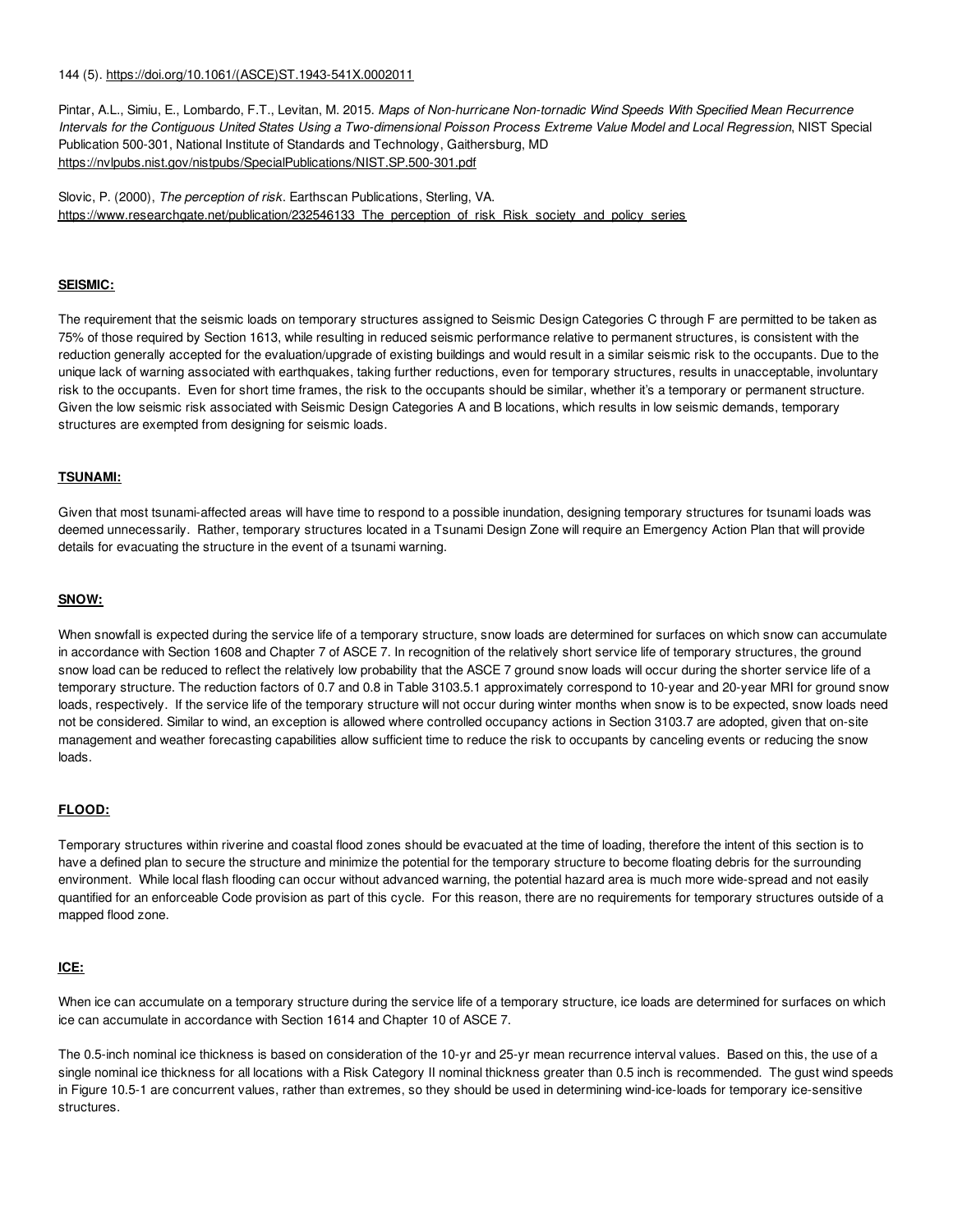144 (5). https://doi.org/10.1061/(ASCE)ST.1943-541X.0002011

Pintar, A.L., Simiu, E., Lombardo, F.T., Levitan, M. 2015. *Maps of Non-hurricane Non-tornadic Wind Speeds With Specified Mean Recurrence Intervals for the Contiguous United States Using a Two-dimensional Poisson Process Extreme Value Model and Local Regression*, NIST Special Publication 500-301, National Institute of Standards and Technology, Gaithersburg, MD https://nvlpubs.nist.gov/nistpubs/SpecialPublications/NIST.SP.500-301.pdf

Slovic, P. (2000), *The perception of risk*. Earthscan Publications, Sterling, VA. https://www.researchgate.net/publication/232546133_The_perception_of_risk_Risk_society_and_policy_series

**SEISMIC:**

The requirement that the seismic loads on temporary structures assigned to Seismic Design Categories C through F are permitted to be taken as 75% of those required by Section 1613, while resulting in reduced seismic performance relative to permanent structures, is consistent with the reduction generally accepted for the evaluation/upgrade of existing buildings and would result in a similar seismic risk to the occupants. Due to the unique lack of warning associated with earthquakes, taking further reductions, even for temporary structures, results in unacceptable, involuntary risk to the occupants. Even for short time frames, the risk to the occupants should be similar, whether it's a temporary or permanent structure. Given the low seismic risk associated with Seismic Design Categories A and B locations, which results in low seismic demands, temporary structures are exempted from designing for seismic loads.

**TSUNAMI:**

Given that most tsunami-affected areas will have time to respond to a possible inundation, designing temporary structures for tsunami loads was deemed unnecessarily. Rather, temporary structures located in a Tsunami Design Zone will require an Emergency Action Plan that will provide details for evacuating the structure in the event of a tsunami warning.

**SNOW:**

When snowfall is expected during the service life of a temporary structure, snow loads are determined for surfaces on which snow can accumulate in accordance with Section 1608 and Chapter 7 of ASCE 7. In recognition of the relatively short service life of temporary structures, the ground snow load can be reduced to reflect the relatively low probability that the ASCE 7 ground snow loads will occur during the shorter service life of a temporary structure. The reduction factors of 0.7 and 0.8 in Table 3103.5.1 approximately correspond to 10-year and 20-year MRI for ground snow loads, respectively. If the service life of the temporary structure will not occur during winter months when snow is to be expected, snow loads need not be considered. Similar to wind, an exception is allowed where controlled occupancy actions in Section 3103.7 are adopted, given that on-site management and weather forecasting capabilities allow sufficient time to reduce the risk to occupants by canceling events or reducing the snow loads.

**FLOOD:**

Temporary structures within riverine and coastal flood zones should be evacuated at the time of loading, therefore the intent of this section is to have a defined plan to secure the structure and minimize the potential for the temporary structure to become floating debris for the surrounding environment. While local flash flooding can occur without advanced warning, the potential hazard area is much more wide-spread and not easily quantified for an enforceable Code provision as part of this cycle. For this reason, there are no requirements for temporary structures outside of a mapped flood zone.

**ICE:**

When ice can accumulate on a temporary structure during the service life of a temporary structure, ice loads are determined for surfaces on which ice can accumulate in accordance with Section 1614 and Chapter 10 of ASCE 7.

The 0.5-inch nominal ice thickness is based on consideration of the 10-yr and 25-yr mean recurrence interval values. Based on this, the use of a single nominal ice thickness for all locations with a Risk Category II nominal thickness greater than 0.5 inch is recommended. The gust wind speeds in Figure 10.5-1 are concurrent values, rather than extremes, so they should be used in determining wind-ice-loads for temporary ice-sensitive structures.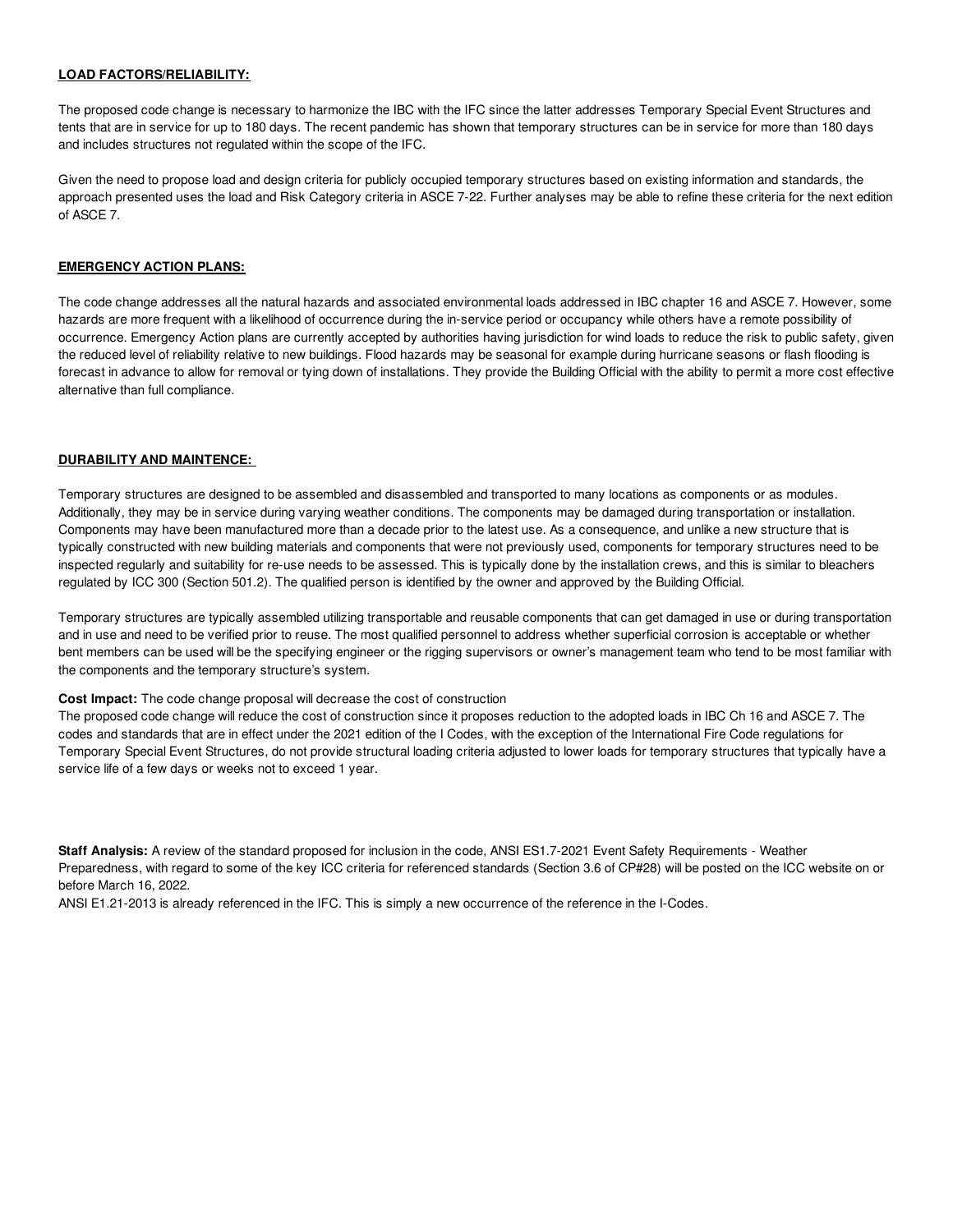**LOAD FACTORS/RELIABILITY:**

The proposed code change is necessary to harmonize the IBC with the IFC since the latter addresses Temporary Special Event Structures and tents that are in service for up to 180 days. The recent pandemic has shown that temporary structures can be in service for more than 180 days and includes structures not regulated within the scope of the IFC.

Given the need to propose load and design criteria for publicly occupied temporary structures based on existing information and standards, the approach presented uses the load and Risk Category criteria in ASCE 7-22. Further analyses may be able to refine these criteria for the next edition of ASCE 7.

**EMERGENCY ACTION PLANS:**

The code change addresses all the natural hazards and associated environmental loads addressed in IBC chapter 16 and ASCE 7. However, some hazards are more frequent with a likelihood of occurrence during the in-service period or occupancy while others have a remote possibility of occurrence. Emergency Action plans are currently accepted by authorities having jurisdiction for wind loads to reduce the risk to public safety, given the reduced level of reliability relative to new buildings. Flood hazards may be seasonal for example during hurricane seasons or flash flooding is forecast in advance to allow for removal or tying down of installations. They provide the Building Official with the ability to permit a more cost effective alternative than full compliance.

**DURABILITY AND MAINTENCE:**

Temporary structures are designed to be assembled and disassembled and transported to many locations as components or as modules. Additionally, they may be in service during varying weather conditions. The components may be damaged during transportation or installation. Components may have been manufactured more than a decade prior to the latest use. As a consequence, and unlike a new structure that is typically constructed with new building materials and components that were not previously used, components for temporary structures need to be inspected regularly and suitability for re-use needs to be assessed. This is typically done by the installation crews, and this is similar to bleachers regulated by ICC 300 (Section 501.2). The qualified person is identified by the owner and approved by the Building Official.

Temporary structures are typically assembled utilizing transportable and reusable components that can get damaged in use or during transportation and in use and need to be verified prior to reuse. The most qualified personnel to address whether superficial corrosion is acceptable or whether bent members can be used will be the specifying engineer or the rigging supervisors or owner's management team who tend to be most familiar with the components and the temporary structure's system.

**Cost Impact:** The code change proposal will decrease the cost of construction

The proposed code change will reduce the cost of construction since it proposes reduction to the adopted loads in IBC Ch 16 and ASCE 7. The codes and standards that are in effect under the 2021 edition of the I Codes, with the exception of the International Fire Code regulations for Temporary Special Event Structures, do not provide structural loading criteria adjusted to lower loads for temporary structures that typically have a service life of a few days or weeks not to exceed 1 year.

**Staff Analysis:** A review of the standard proposed for inclusion in the code, ANSI ES1.7-2021 Event Safety Requirements - Weather Preparedness, with regard to some of the key ICC criteria for referenced standards (Section 3.6 of CP#28) will be posted on the ICC website on or before March 16, 2022.

ANSI E1.21-2013 is already referenced in the IFC. This is simply a new occurrence of the reference in the I-Codes.